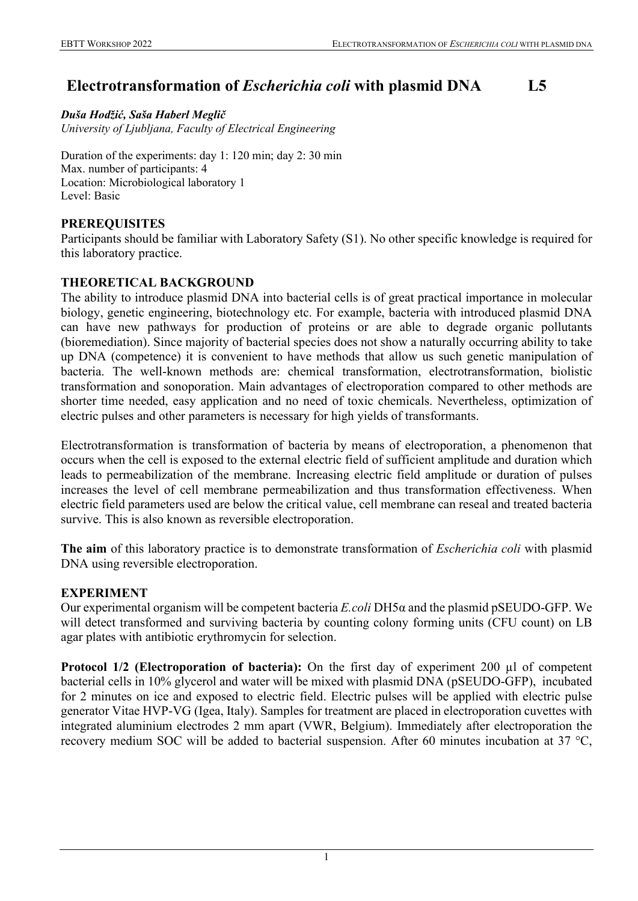# Electrotransformation of *Escherichia coli* with plasmid DNA L5

***Duša Hodžić, Saša Haberl Meglič***
*University of Ljubljana, Faculty of Electrical Engineering*

Duration of the experiments: day 1: 120 min; day 2: 30 min
Max. number of participants: 4
Location: Microbiological laboratory 1
Level: Basic

## PREREQUISITES

Participants should be familiar with Laboratory Safety (S1). No other specific knowledge is required for this laboratory practice.

## THEORETICAL BACKGROUND

The ability to introduce plasmid DNA into bacterial cells is of great practical importance in molecular biology, genetic engineering, biotechnology etc. For example, bacteria with introduced plasmid DNA can have new pathways for production of proteins or are able to degrade organic pollutants (bioremediation). Since majority of bacterial species does not show a naturally occurring ability to take up DNA (competence) it is convenient to have methods that allow us such genetic manipulation of bacteria. The well-known methods are: chemical transformation, electrotransformation, biolistic transformation and sonoporation. Main advantages of electroporation compared to other methods are shorter time needed, easy application and no need of toxic chemicals. Nevertheless, optimization of electric pulses and other parameters is necessary for high yields of transformants.

Electrotransformation is transformation of bacteria by means of electroporation, a phenomenon that occurs when the cell is exposed to the external electric field of sufficient amplitude and duration which leads to permeabilization of the membrane. Increasing electric field amplitude or duration of pulses increases the level of cell membrane permeabilization and thus transformation effectiveness. When electric field parameters used are below the critical value, cell membrane can reseal and treated bacteria survive. This is also known as reversible electroporation.

**The aim** of this laboratory practice is to demonstrate transformation of *Escherichia coli* with plasmid DNA using reversible electroporation.

## EXPERIMENT

Our experimental organism will be competent bacteria *E.coli* DH5α and the plasmid pSEUDO-GFP. We will detect transformed and surviving bacteria by counting colony forming units (CFU count) on LB agar plates with antibiotic erythromycin for selection.

**Protocol 1/2 (Electroporation of bacteria):** On the first day of experiment 200 µl of competent bacterial cells in 10% glycerol and water will be mixed with plasmid DNA (pSEUDO-GFP), incubated for 2 minutes on ice and exposed to electric field. Electric pulses will be applied with electric pulse generator Vitae HVP-VG (Igea, Italy). Samples for treatment are placed in electroporation cuvettes with integrated aluminium electrodes 2 mm apart (VWR, Belgium). Immediately after electroporation the recovery medium SOC will be added to bacterial suspension. After 60 minutes incubation at 37 °C,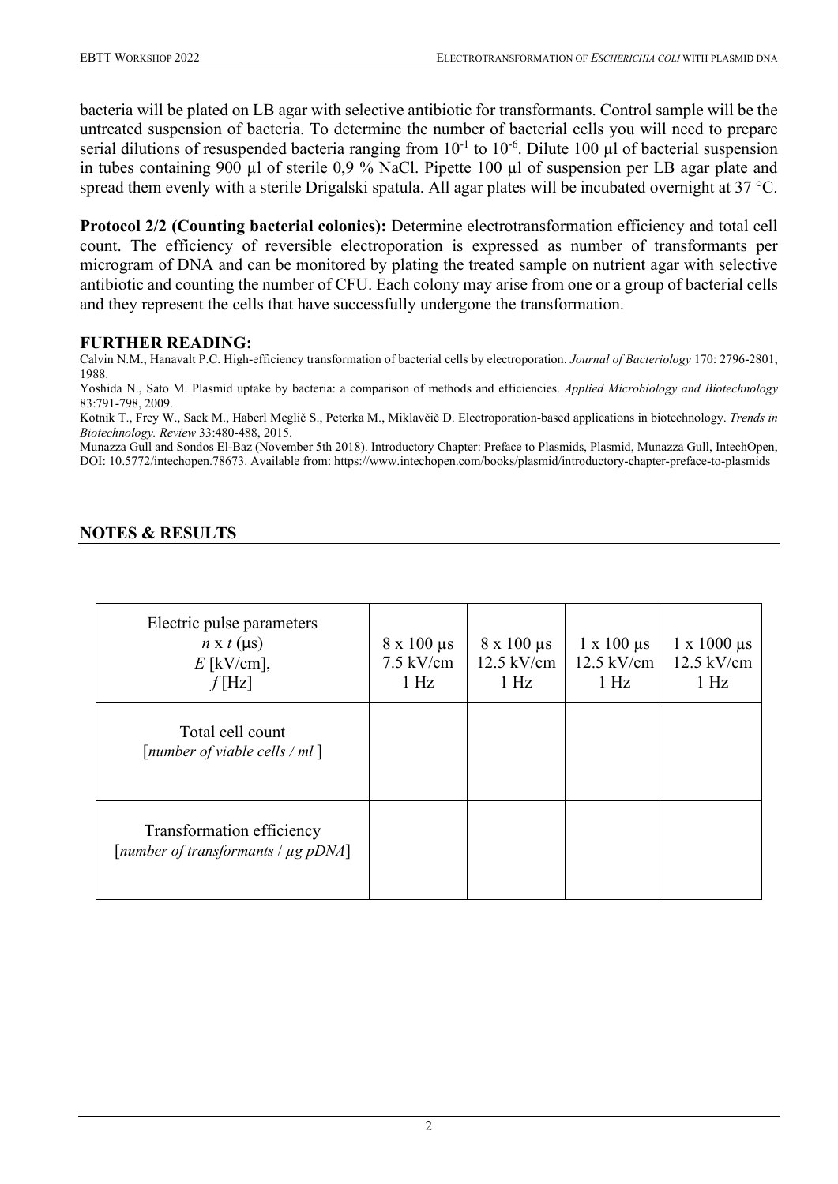bacteria will be plated on LB agar with selective antibiotic for transformants. Control sample will be the untreated suspension of bacteria. To determine the number of bacterial cells you will need to prepare serial dilutions of resuspended bacteria ranging from $10^{-1}$ to $10^{-6}$. Dilute 100 µl of bacterial suspension in tubes containing 900 µl of sterile 0,9 % NaCl. Pipette 100 µl of suspension per LB agar plate and spread them evenly with a sterile Drigalski spatula. All agar plates will be incubated overnight at 37 °C.

**Protocol 2/2 (Counting bacterial colonies):** Determine electrotransformation efficiency and total cell count. The efficiency of reversible electroporation is expressed as number of transformants per microgram of DNA and can be monitored by plating the treated sample on nutrient agar with selective antibiotic and counting the number of CFU. Each colony may arise from one or a group of bacterial cells and they represent the cells that have successfully undergone the transformation.

## FURTHER READING:

Calvin N.M., Hanavalt P.C. High-efficiency transformation of bacterial cells by electroporation. *Journal of Bacteriology* 170: 2796-2801, 1988.

Yoshida N., Sato M. Plasmid uptake by bacteria: a comparison of methods and efficiencies. *Applied Microbiology and Biotechnology* 83:791-798, 2009.

Kotnik T., Frey W., Sack M., Haberl Meglič S., Peterka M., Miklavčič D. Electroporation-based applications in biotechnology. *Trends in Biotechnology. Review* 33:480-488, 2015.

Munazza Gull and Sondos El-Baz (November 5th 2018). Introductory Chapter: Preface to Plasmids, Plasmid, Munazza Gull, IntechOpen, DOI: 10.5772/intechopen.78673. Available from: https://www.intechopen.com/books/plasmid/introductory-chapter-preface-to-plasmids

## NOTES & RESULTS

| Electric pulse parameters $n$ x $t$ (µs) $E$ [kV/cm], $f$ [Hz] | 8 x 100 µs 7.5 kV/cm 1 Hz | 8 x 100 µs 12.5 kV/cm 1 Hz | 1 x 100 µs 12.5 kV/cm 1 Hz | 1 x 1000 µs 12.5 kV/cm 1 Hz |
|---|---|---|---|---|
| Total cell count [*number of viable cells / ml* ] | | | | |
| Transformation efficiency [*number of transformants / µg pDNA*] | | | | |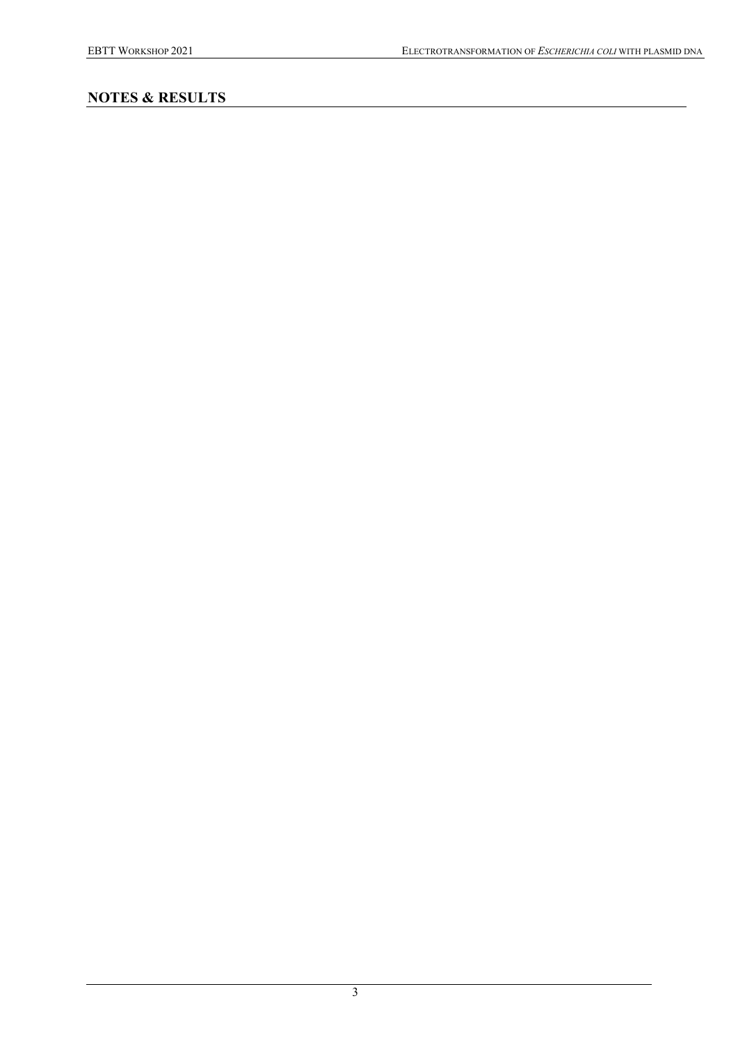## NOTES & RESULTS